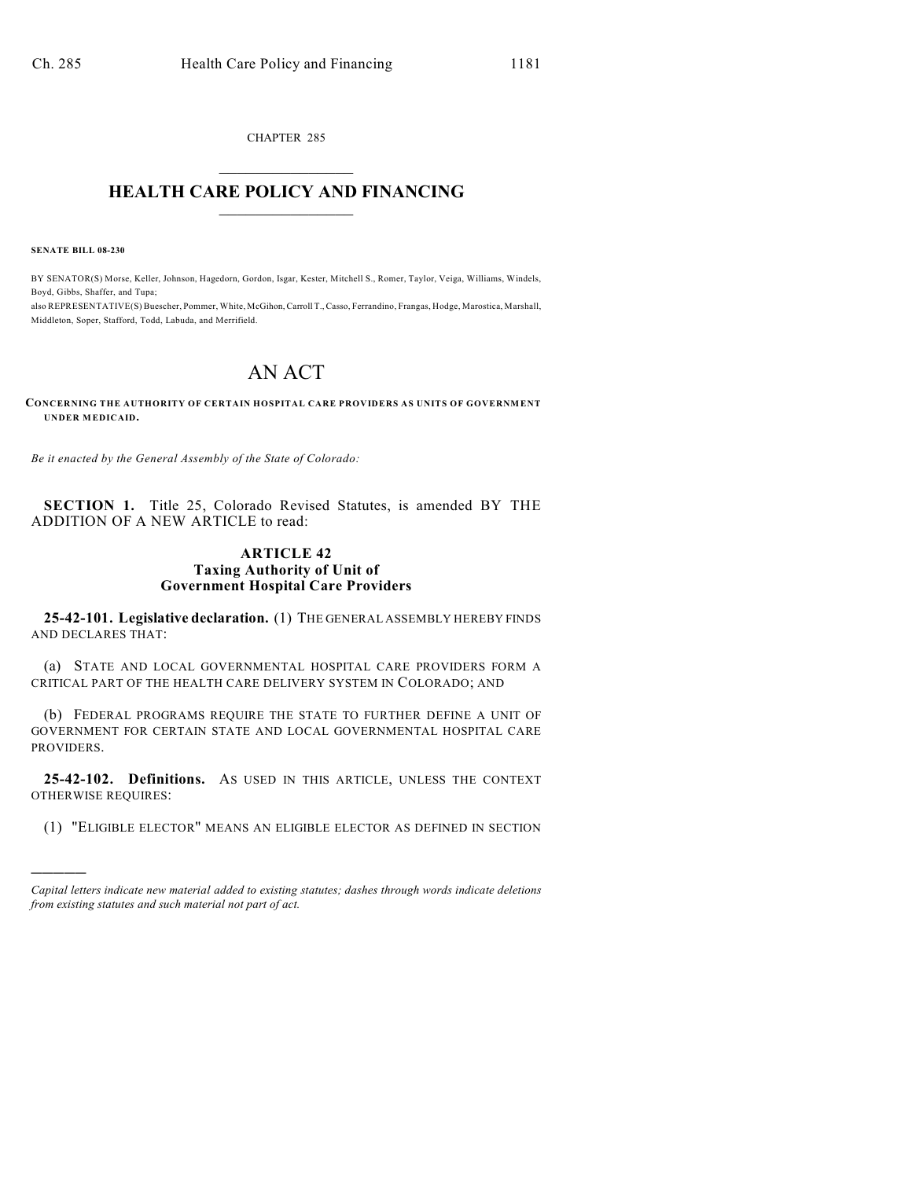CHAPTER 285

# HEALTH CARE POLICY AND FINANCING

**SENATE BILL 08-230**

BY SENATOR(S) Morse, Keller, Johnson, Hagedorn, Gordon, Isgar, Kester, Mitchell S., Romer, Taylor, Veiga, Williams, Windels, Boyd, Gibbs, Shaffer, and Tupa;
also REPRESENTATIVE(S) Buescher, Pommer, White, McGihon, Carroll T., Casso, Ferrandino, Frangas, Hodge, Marostica, Marshall, Middleton, Soper, Stafford, Todd, Labuda, and Merrifield.

# AN ACT

**CONCERNING THE AUTHORITY OF CERTAIN HOSPITAL CARE PROVIDERS AS UNITS OF GOVERNMENT UNDER MEDICAID.**

*Be it enacted by the General Assembly of the State of Colorado:*

**SECTION 1.** Title 25, Colorado Revised Statutes, is amended BY THE ADDITION OF A NEW ARTICLE to read:

## ARTICLE 42
## Taxing Authority of Unit of Government Hospital Care Providers

**25-42-101. Legislative declaration.** (1) THE GENERAL ASSEMBLY HEREBY FINDS AND DECLARES THAT:

(a) STATE AND LOCAL GOVERNMENTAL HOSPITAL CARE PROVIDERS FORM A CRITICAL PART OF THE HEALTH CARE DELIVERY SYSTEM IN COLORADO; AND

(b) FEDERAL PROGRAMS REQUIRE THE STATE TO FURTHER DEFINE A UNIT OF GOVERNMENT FOR CERTAIN STATE AND LOCAL GOVERNMENTAL HOSPITAL CARE PROVIDERS.

**25-42-102. Definitions.** AS USED IN THIS ARTICLE, UNLESS THE CONTEXT OTHERWISE REQUIRES:

(1) "ELIGIBLE ELECTOR" MEANS AN ELIGIBLE ELECTOR AS DEFINED IN SECTION

---

*Capital letters indicate new material added to existing statutes; dashes through words indicate deletions from existing statutes and such material not part of act.*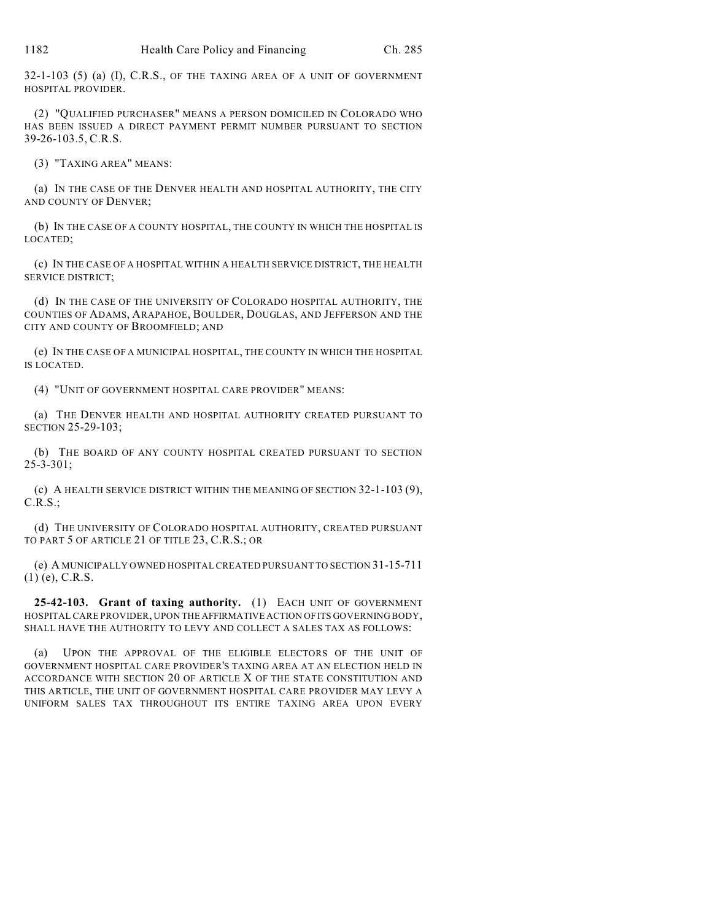32-1-103 (5) (a) (I), C.R.S., OF THE TAXING AREA OF A UNIT OF GOVERNMENT HOSPITAL PROVIDER.

(2) "QUALIFIED PURCHASER" MEANS A PERSON DOMICILED IN COLORADO WHO HAS BEEN ISSUED A DIRECT PAYMENT PERMIT NUMBER PURSUANT TO SECTION 39-26-103.5, C.R.S.

(3) "TAXING AREA" MEANS:

(a) IN THE CASE OF THE DENVER HEALTH AND HOSPITAL AUTHORITY, THE CITY AND COUNTY OF DENVER;

(b) IN THE CASE OF A COUNTY HOSPITAL, THE COUNTY IN WHICH THE HOSPITAL IS LOCATED;

(c) IN THE CASE OF A HOSPITAL WITHIN A HEALTH SERVICE DISTRICT, THE HEALTH SERVICE DISTRICT;

(d) IN THE CASE OF THE UNIVERSITY OF COLORADO HOSPITAL AUTHORITY, THE COUNTIES OF ADAMS, ARAPAHOE, BOULDER, DOUGLAS, AND JEFFERSON AND THE CITY AND COUNTY OF BROOMFIELD; AND

(e) IN THE CASE OF A MUNICIPAL HOSPITAL, THE COUNTY IN WHICH THE HOSPITAL IS LOCATED.

(4) "UNIT OF GOVERNMENT HOSPITAL CARE PROVIDER" MEANS:

(a) THE DENVER HEALTH AND HOSPITAL AUTHORITY CREATED PURSUANT TO SECTION 25-29-103;

(b) THE BOARD OF ANY COUNTY HOSPITAL CREATED PURSUANT TO SECTION 25-3-301;

(c) A HEALTH SERVICE DISTRICT WITHIN THE MEANING OF SECTION 32-1-103 (9), C.R.S.;

(d) THE UNIVERSITY OF COLORADO HOSPITAL AUTHORITY, CREATED PURSUANT TO PART 5 OF ARTICLE 21 OF TITLE 23, C.R.S.; OR

(e) A MUNICIPALLY OWNED HOSPITAL CREATED PURSUANT TO SECTION 31-15-711 (1) (e), C.R.S.

**25-42-103. Grant of taxing authority.** (1) EACH UNIT OF GOVERNMENT HOSPITAL CARE PROVIDER, UPON THE AFFIRMATIVE ACTION OF ITS GOVERNING BODY, SHALL HAVE THE AUTHORITY TO LEVY AND COLLECT A SALES TAX AS FOLLOWS:

(a) UPON THE APPROVAL OF THE ELIGIBLE ELECTORS OF THE UNIT OF GOVERNMENT HOSPITAL CARE PROVIDER'S TAXING AREA AT AN ELECTION HELD IN ACCORDANCE WITH SECTION 20 OF ARTICLE X OF THE STATE CONSTITUTION AND THIS ARTICLE, THE UNIT OF GOVERNMENT HOSPITAL CARE PROVIDER MAY LEVY A UNIFORM SALES TAX THROUGHOUT ITS ENTIRE TAXING AREA UPON EVERY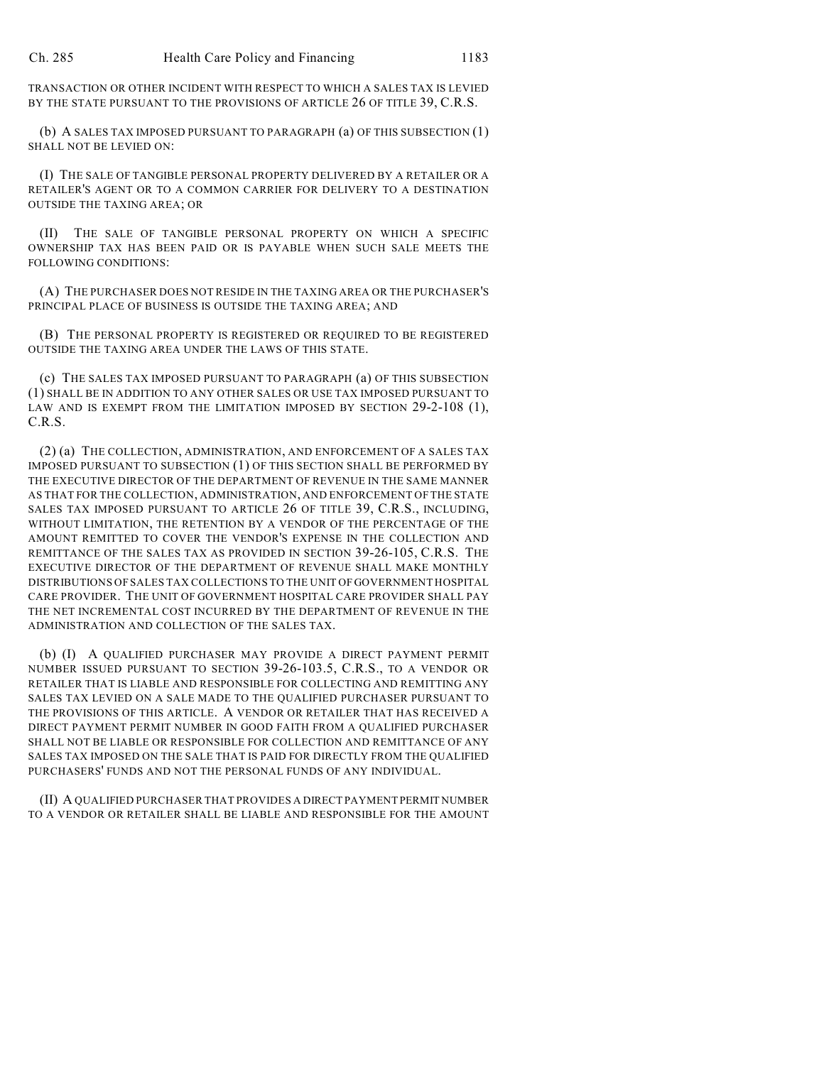TRANSACTION OR OTHER INCIDENT WITH RESPECT TO WHICH A SALES TAX IS LEVIED BY THE STATE PURSUANT TO THE PROVISIONS OF ARTICLE 26 OF TITLE 39, C.R.S.

(b) A SALES TAX IMPOSED PURSUANT TO PARAGRAPH (a) OF THIS SUBSECTION (1) SHALL NOT BE LEVIED ON:

(I) THE SALE OF TANGIBLE PERSONAL PROPERTY DELIVERED BY A RETAILER OR A RETAILER'S AGENT OR TO A COMMON CARRIER FOR DELIVERY TO A DESTINATION OUTSIDE THE TAXING AREA; OR

(II) THE SALE OF TANGIBLE PERSONAL PROPERTY ON WHICH A SPECIFIC OWNERSHIP TAX HAS BEEN PAID OR IS PAYABLE WHEN SUCH SALE MEETS THE FOLLOWING CONDITIONS:

(A) THE PURCHASER DOES NOT RESIDE IN THE TAXING AREA OR THE PURCHASER'S PRINCIPAL PLACE OF BUSINESS IS OUTSIDE THE TAXING AREA; AND

(B) THE PERSONAL PROPERTY IS REGISTERED OR REQUIRED TO BE REGISTERED OUTSIDE THE TAXING AREA UNDER THE LAWS OF THIS STATE.

(c) THE SALES TAX IMPOSED PURSUANT TO PARAGRAPH (a) OF THIS SUBSECTION (1) SHALL BE IN ADDITION TO ANY OTHER SALES OR USE TAX IMPOSED PURSUANT TO LAW AND IS EXEMPT FROM THE LIMITATION IMPOSED BY SECTION 29-2-108 (1), C.R.S.

(2) (a) THE COLLECTION, ADMINISTRATION, AND ENFORCEMENT OF A SALES TAX IMPOSED PURSUANT TO SUBSECTION (1) OF THIS SECTION SHALL BE PERFORMED BY THE EXECUTIVE DIRECTOR OF THE DEPARTMENT OF REVENUE IN THE SAME MANNER AS THAT FOR THE COLLECTION, ADMINISTRATION, AND ENFORCEMENT OF THE STATE SALES TAX IMPOSED PURSUANT TO ARTICLE 26 OF TITLE 39, C.R.S., INCLUDING, WITHOUT LIMITATION, THE RETENTION BY A VENDOR OF THE PERCENTAGE OF THE AMOUNT REMITTED TO COVER THE VENDOR'S EXPENSE IN THE COLLECTION AND REMITTANCE OF THE SALES TAX AS PROVIDED IN SECTION 39-26-105, C.R.S. THE EXECUTIVE DIRECTOR OF THE DEPARTMENT OF REVENUE SHALL MAKE MONTHLY DISTRIBUTIONS OF SALES TAX COLLECTIONS TO THE UNIT OF GOVERNMENT HOSPITAL CARE PROVIDER. THE UNIT OF GOVERNMENT HOSPITAL CARE PROVIDER SHALL PAY THE NET INCREMENTAL COST INCURRED BY THE DEPARTMENT OF REVENUE IN THE ADMINISTRATION AND COLLECTION OF THE SALES TAX.

(b) (I) A QUALIFIED PURCHASER MAY PROVIDE A DIRECT PAYMENT PERMIT NUMBER ISSUED PURSUANT TO SECTION 39-26-103.5, C.R.S., TO A VENDOR OR RETAILER THAT IS LIABLE AND RESPONSIBLE FOR COLLECTING AND REMITTING ANY SALES TAX LEVIED ON A SALE MADE TO THE QUALIFIED PURCHASER PURSUANT TO THE PROVISIONS OF THIS ARTICLE. A VENDOR OR RETAILER THAT HAS RECEIVED A DIRECT PAYMENT PERMIT NUMBER IN GOOD FAITH FROM A QUALIFIED PURCHASER SHALL NOT BE LIABLE OR RESPONSIBLE FOR COLLECTION AND REMITTANCE OF ANY SALES TAX IMPOSED ON THE SALE THAT IS PAID FOR DIRECTLY FROM THE QUALIFIED PURCHASERS' FUNDS AND NOT THE PERSONAL FUNDS OF ANY INDIVIDUAL.

(II) A QUALIFIED PURCHASER THAT PROVIDES A DIRECT PAYMENT PERMIT NUMBER TO A VENDOR OR RETAILER SHALL BE LIABLE AND RESPONSIBLE FOR THE AMOUNT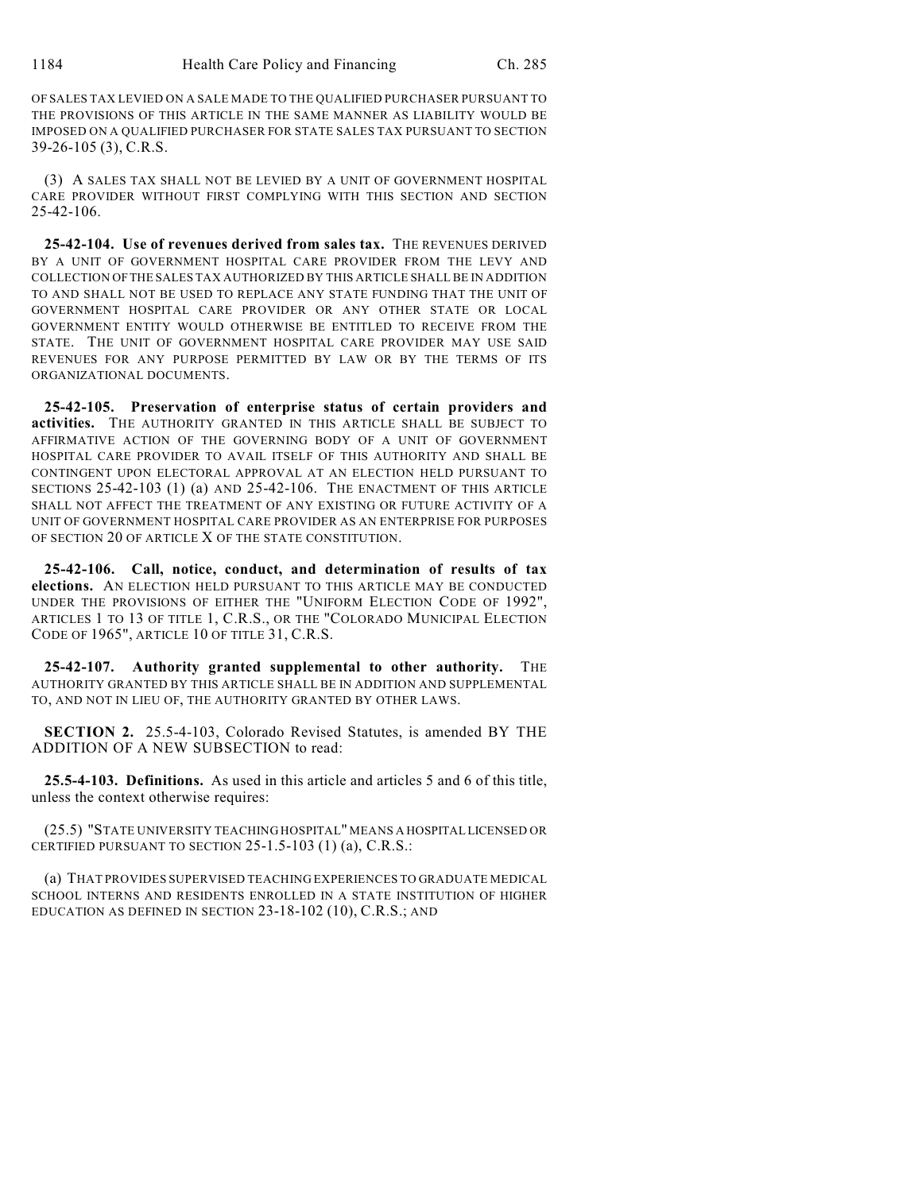OF SALES TAX LEVIED ON A SALE MADE TO THE QUALIFIED PURCHASER PURSUANT TO THE PROVISIONS OF THIS ARTICLE IN THE SAME MANNER AS LIABILITY WOULD BE IMPOSED ON A QUALIFIED PURCHASER FOR STATE SALES TAX PURSUANT TO SECTION 39-26-105 (3), C.R.S.

(3) A SALES TAX SHALL NOT BE LEVIED BY A UNIT OF GOVERNMENT HOSPITAL CARE PROVIDER WITHOUT FIRST COMPLYING WITH THIS SECTION AND SECTION 25-42-106.

**25-42-104. Use of revenues derived from sales tax.** THE REVENUES DERIVED BY A UNIT OF GOVERNMENT HOSPITAL CARE PROVIDER FROM THE LEVY AND COLLECTION OF THE SALES TAX AUTHORIZED BY THIS ARTICLE SHALL BE IN ADDITION TO AND SHALL NOT BE USED TO REPLACE ANY STATE FUNDING THAT THE UNIT OF GOVERNMENT HOSPITAL CARE PROVIDER OR ANY OTHER STATE OR LOCAL GOVERNMENT ENTITY WOULD OTHERWISE BE ENTITLED TO RECEIVE FROM THE STATE. THE UNIT OF GOVERNMENT HOSPITAL CARE PROVIDER MAY USE SAID REVENUES FOR ANY PURPOSE PERMITTED BY LAW OR BY THE TERMS OF ITS ORGANIZATIONAL DOCUMENTS.

**25-42-105. Preservation of enterprise status of certain providers and activities.** THE AUTHORITY GRANTED IN THIS ARTICLE SHALL BE SUBJECT TO AFFIRMATIVE ACTION OF THE GOVERNING BODY OF A UNIT OF GOVERNMENT HOSPITAL CARE PROVIDER TO AVAIL ITSELF OF THIS AUTHORITY AND SHALL BE CONTINGENT UPON ELECTORAL APPROVAL AT AN ELECTION HELD PURSUANT TO SECTIONS 25-42-103 (1) (a) AND 25-42-106. THE ENACTMENT OF THIS ARTICLE SHALL NOT AFFECT THE TREATMENT OF ANY EXISTING OR FUTURE ACTIVITY OF A UNIT OF GOVERNMENT HOSPITAL CARE PROVIDER AS AN ENTERPRISE FOR PURPOSES OF SECTION 20 OF ARTICLE X OF THE STATE CONSTITUTION.

**25-42-106. Call, notice, conduct, and determination of results of tax elections.** AN ELECTION HELD PURSUANT TO THIS ARTICLE MAY BE CONDUCTED UNDER THE PROVISIONS OF EITHER THE "UNIFORM ELECTION CODE OF 1992", ARTICLES 1 TO 13 OF TITLE 1, C.R.S., OR THE "COLORADO MUNICIPAL ELECTION CODE OF 1965", ARTICLE 10 OF TITLE 31, C.R.S.

**25-42-107. Authority granted supplemental to other authority.** THE AUTHORITY GRANTED BY THIS ARTICLE SHALL BE IN ADDITION AND SUPPLEMENTAL TO, AND NOT IN LIEU OF, THE AUTHORITY GRANTED BY OTHER LAWS.

**SECTION 2.** 25.5-4-103, Colorado Revised Statutes, is amended BY THE ADDITION OF A NEW SUBSECTION to read:

**25.5-4-103. Definitions.** As used in this article and articles 5 and 6 of this title, unless the context otherwise requires:

(25.5) "STATE UNIVERSITY TEACHING HOSPITAL" MEANS A HOSPITAL LICENSED OR CERTIFIED PURSUANT TO SECTION 25-1.5-103 (1) (a), C.R.S.:

(a) THAT PROVIDES SUPERVISED TEACHING EXPERIENCES TO GRADUATE MEDICAL SCHOOL INTERNS AND RESIDENTS ENROLLED IN A STATE INSTITUTION OF HIGHER EDUCATION AS DEFINED IN SECTION 23-18-102 (10), C.R.S.; AND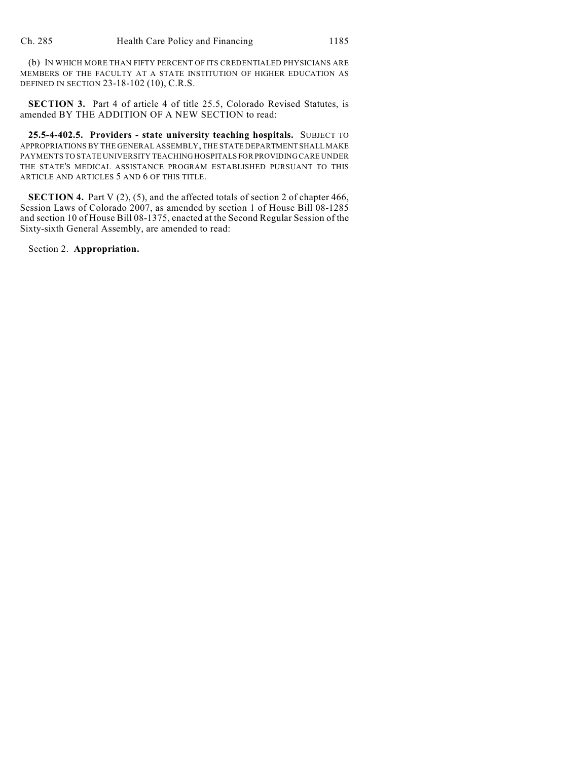(b) IN WHICH MORE THAN FIFTY PERCENT OF ITS CREDENTIALED PHYSICIANS ARE MEMBERS OF THE FACULTY AT A STATE INSTITUTION OF HIGHER EDUCATION AS DEFINED IN SECTION 23-18-102 (10), C.R.S.

**SECTION 3.** Part 4 of article 4 of title 25.5, Colorado Revised Statutes, is amended BY THE ADDITION OF A NEW SECTION to read:

**25.5-4-402.5. Providers - state university teaching hospitals.** SUBJECT TO APPROPRIATIONS BY THE GENERAL ASSEMBLY, THE STATE DEPARTMENT SHALL MAKE PAYMENTS TO STATE UNIVERSITY TEACHING HOSPITALS FOR PROVIDING CARE UNDER THE STATE'S MEDICAL ASSISTANCE PROGRAM ESTABLISHED PURSUANT TO THIS ARTICLE AND ARTICLES 5 AND 6 OF THIS TITLE.

**SECTION 4.** Part V (2), (5), and the affected totals of section 2 of chapter 466, Session Laws of Colorado 2007, as amended by section 1 of House Bill 08-1285 and section 10 of House Bill 08-1375, enacted at the Second Regular Session of the Sixty-sixth General Assembly, are amended to read:

Section 2. **Appropriation.**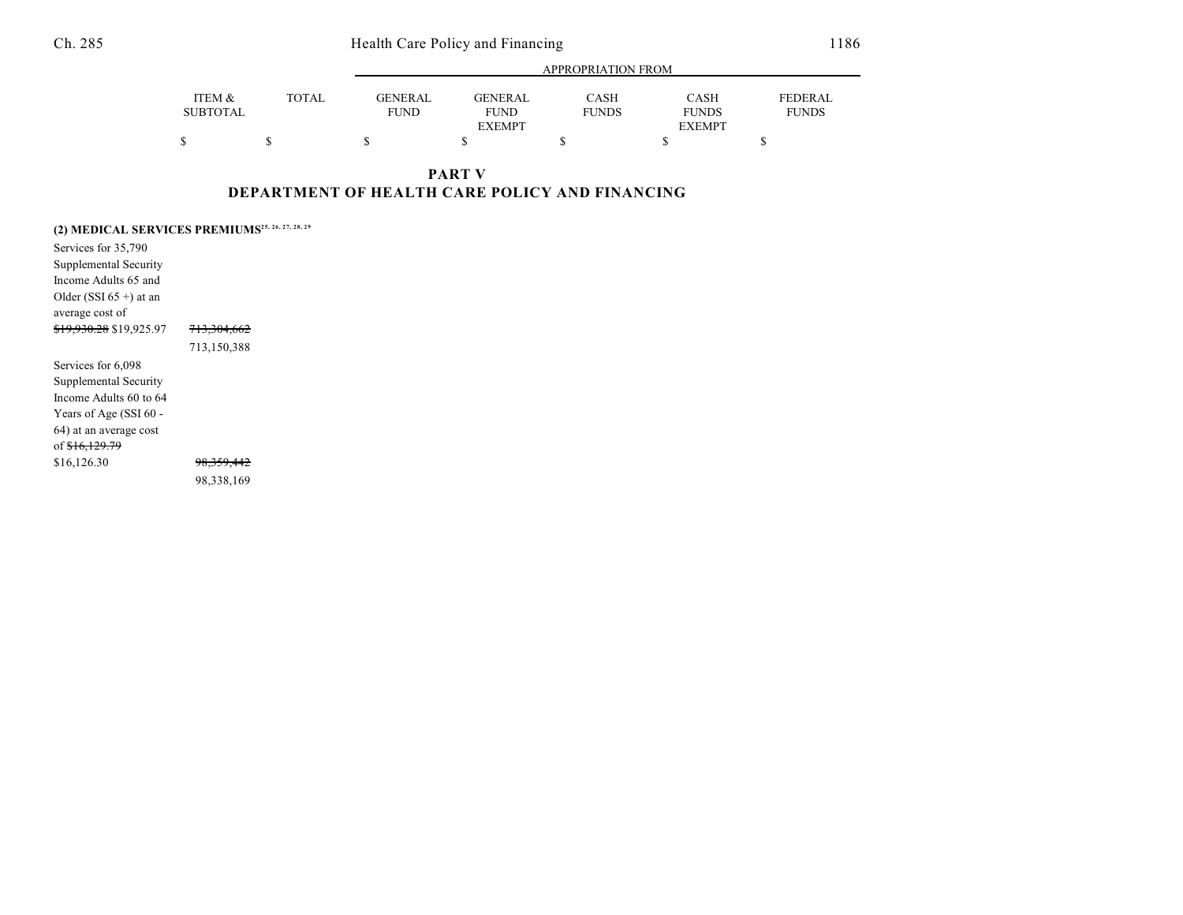| | ITEM & SUBTOTAL | TOTAL | GENERAL FUND | GENERAL FUND EXEMPT | CASH FUNDS | CASH FUNDS EXEMPT | FEDERAL FUNDS |
|---|---|---|---|---|---|---|---|
| | | | APPROPRIATION FROM | | | | |
| | $ | $ | $ | $ | $ | $ | $ |

## PART V
## DEPARTMENT OF HEALTH CARE POLICY AND FINANCING

**(2) MEDICAL SERVICES PREMIUMS**[25, 26, 27, 28, 29]

| | ITEM & SUBTOTAL | TOTAL | GENERAL FUND | GENERAL FUND EXEMPT | CASH FUNDS | CASH FUNDS EXEMPT | FEDERAL FUNDS |
|---|---|---|---|---|---|---|---|
| Services for 35,790 Supplemental Security Income Adults 65 and Older (SSI 65 +) at an average cost of ~~$19,930.28~~ $19,925.97 | ~~713,304,662~~ 713,150,388 | | | | | | |
| Services for 6,098 Supplemental Security Income Adults 60 to 64 Years of Age (SSI 60 - 64) at an average cost of ~~$16,129.79~~ $16,126.30 | ~~98,359,442~~ 98,338,169 | | | | | | |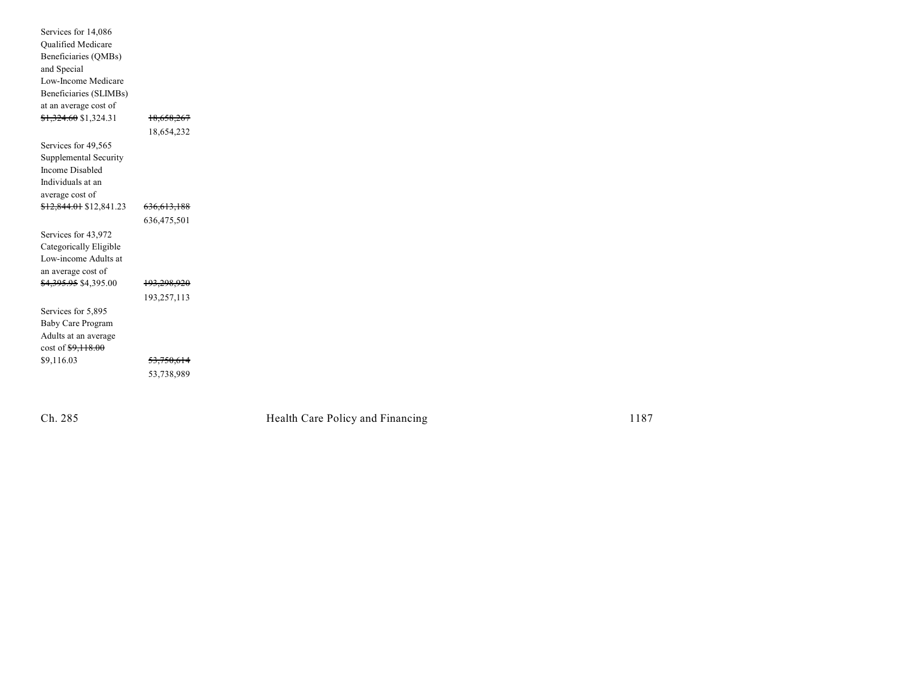| | |
|---|---|
| Services for 14,086 Qualified Medicare Beneficiaries (QMBs) and Special Low-Income Medicare Beneficiaries (SLIMBs) at an average cost of ~~$1,324.60~~ $1,324.31 | ~~18,658,267~~ 18,654,232 |
| Services for 49,565 Supplemental Security Income Disabled Individuals at an average cost of ~~$12,844.01~~ $12,841.23 | ~~636,613,188~~ 636,475,501 |
| Services for 43,972 Categorically Eligible Low-income Adults at an average cost of ~~$4,395.95~~ $4,395.00 | ~~193,298,920~~ 193,257,113 |
| Services for 5,895 Baby Care Program Adults at an average cost of ~~$9,118.00~~ $9,116.03 | ~~53,750,614~~ 53,738,989 |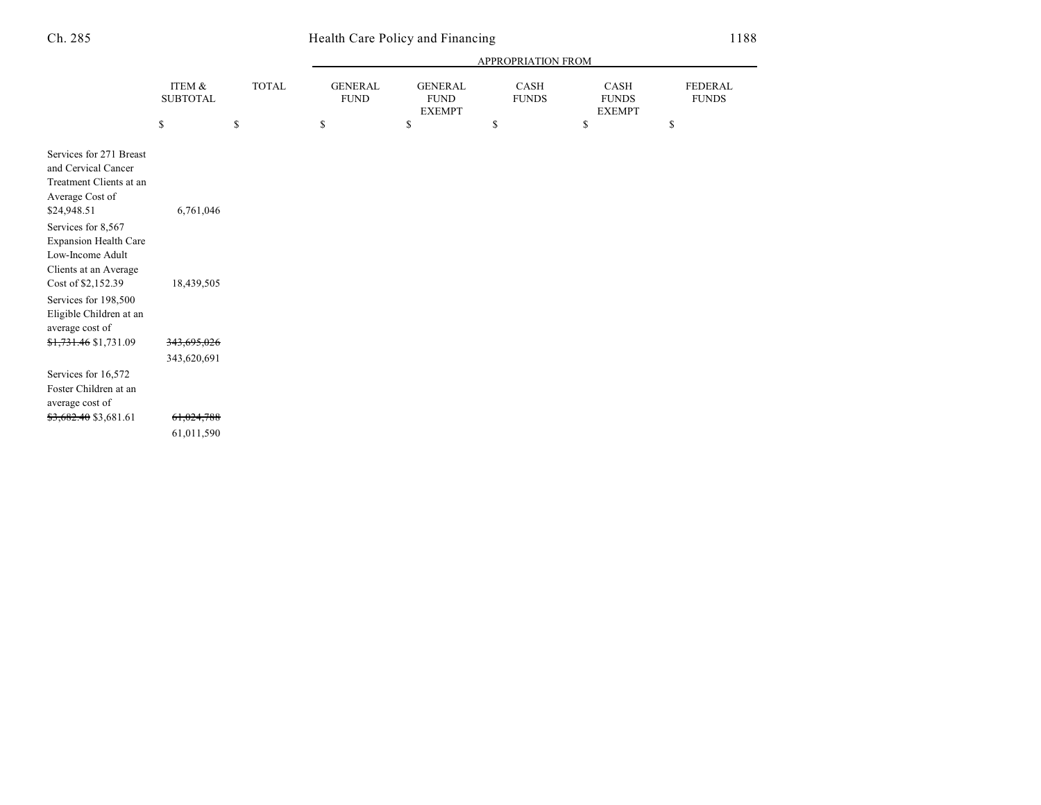| | ITEM & SUBTOTAL | TOTAL | GENERAL FUND | GENERAL FUND EXEMPT | CASH FUNDS | CASH FUNDS EXEMPT | FEDERAL FUNDS |
|---|---|---|---|---|---|---|---|
| | | | APPROPRIATION FROM | | | | |
| | $ | $ | $ | $ | $ | $ | $ |
| Services for 271 Breast and Cervical Cancer Treatment Clients at an Average Cost of $24,948.51 | 6,761,046 | | | | | | |
| Services for 8,567 Expansion Health Care Low-Income Adult Clients at an Average Cost of $2,152.39 | 18,439,505 | | | | | | |
| Services for 198,500 Eligible Children at an average cost of ~~$1,731.46~~ $1,731.09 | ~~343,695,026~~ 343,620,691 | | | | | | |
| Services for 16,572 Foster Children at an average cost of ~~$3,682.40~~ $3,681.61 | ~~61,024,788~~ 61,011,590 | | | | | | |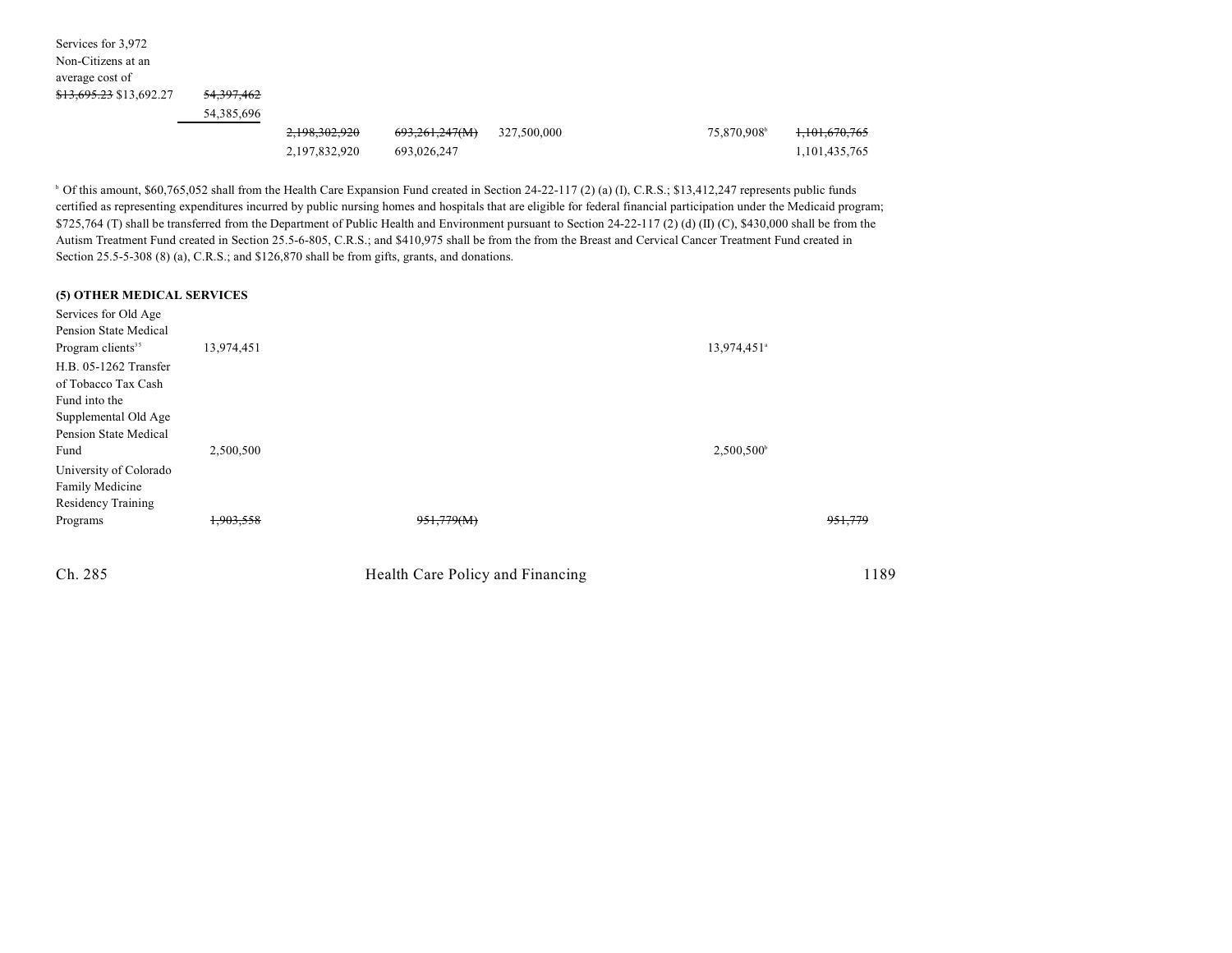| | | | | | | | |
|---|---|---|---|---|---|---|---|
| Services for 3,972 Non-Citizens at an average cost of ~~$13,695.23~~ $13,692.27 | ~~54,397,462~~ 54,385,696 | | | | | | |
| | | ~~2,198,302,920~~ 2,197,832,920 | ~~693,261,247(M)~~ 693,026,247 | 327,500,000 | | 75,870,908[b] | ~~1,101,670,765~~ 1,101,435,765 |

[b] Of this amount, $60,765,052 shall from the Health Care Expansion Fund created in Section 24-22-117 (2) (a) (I), C.R.S.; $13,412,247 represents public funds certified as representing expenditures incurred by public nursing homes and hospitals that are eligible for federal financial participation under the Medicaid program; $725,764 (T) shall be transferred from the Department of Public Health and Environment pursuant to Section 24-22-117 (2) (d) (II) (C), $430,000 shall be from the Autism Treatment Fund created in Section 25.5-6-805, C.R.S.; and $410,975 shall be from the from the Breast and Cervical Cancer Treatment Fund created in Section 25.5-5-308 (8) (a), C.R.S.; and $126,870 shall be from gifts, grants, and donations.

**(5) OTHER MEDICAL SERVICES**

| | | | | | | | |
|---|---|---|---|---|---|---|---|
| Services for Old Age Pension State Medical Program clients[35] | 13,974,451 | | | | | 13,974,451[a] | |
| H.B. 05-1262 Transfer of Tobacco Tax Cash Fund into the Supplemental Old Age Pension State Medical Fund | 2,500,500 | | | | | 2,500,500[b] | |
| University of Colorado Family Medicine Residency Training Programs | ~~1,903,558~~ | | ~~951,779(M)~~ | | | | ~~951,779~~ |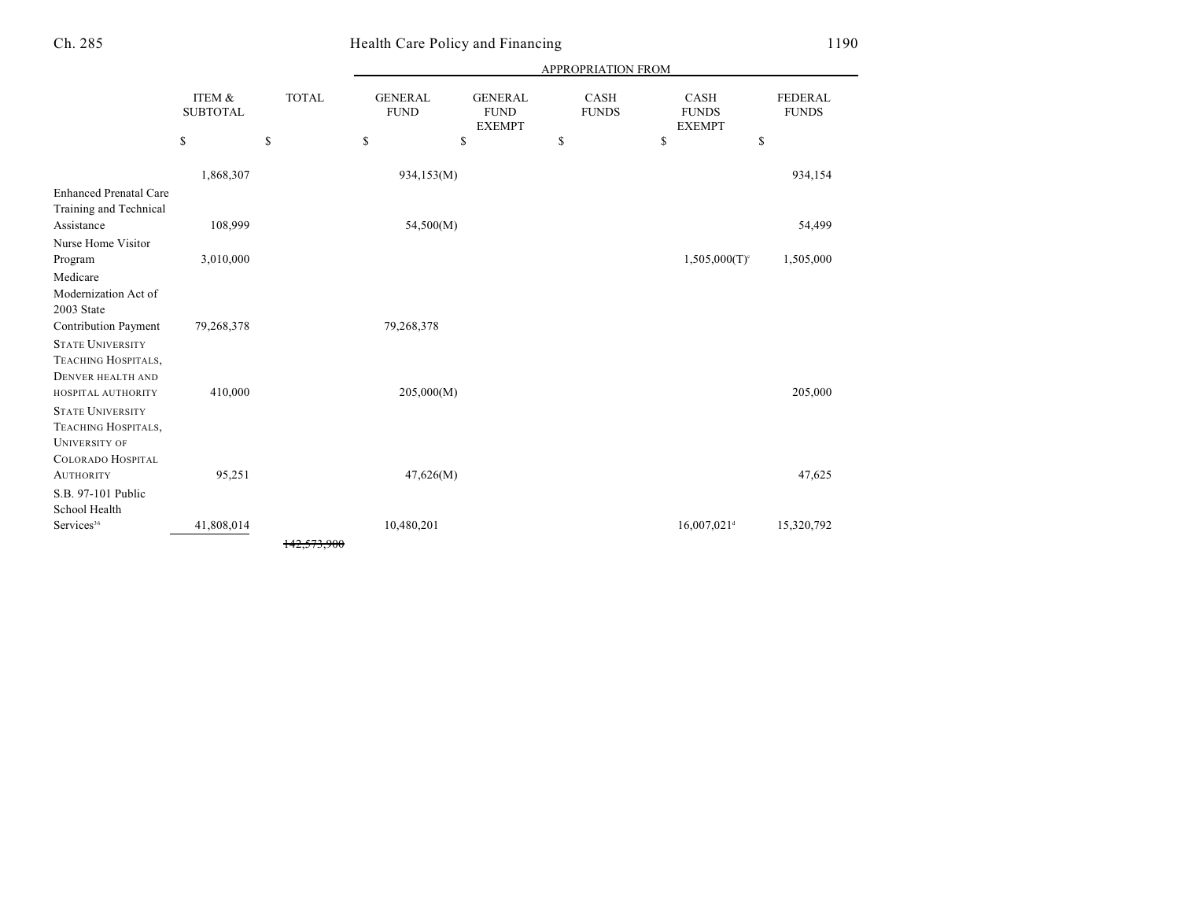| | ITEM & SUBTOTAL | TOTAL | APPROPRIATION FROM | | | | |
|---|---|---|---|---|---|---|---|
| | | | GENERAL FUND | GENERAL FUND EXEMPT | CASH FUNDS | CASH FUNDS EXEMPT | FEDERAL FUNDS |
| | $ | $ | $ | $ | $ | $ | $ |
| | 1,868,307 | | 934,153(M) | | | | 934,154 |
| Enhanced Prenatal Care Training and Technical Assistance | 108,999 | | 54,500(M) | | | | 54,499 |
| Nurse Home Visitor Program | 3,010,000 | | | | | 1,505,000(T)[c] | 1,505,000 |
| Medicare Modernization Act of 2003 State Contribution Payment | 79,268,378 | | 79,268,378 | | | | |
| STATE UNIVERSITY TEACHING HOSPITALS, DENVER HEALTH AND HOSPITAL AUTHORITY | 410,000 | | 205,000(M) | | | | 205,000 |
| STATE UNIVERSITY TEACHING HOSPITALS, UNIVERSITY OF COLORADO HOSPITAL AUTHORITY | 95,251 | | 47,626(M) | | | | 47,625 |
| S.B. 97-101 Public School Health Services[16] | 41,808,014 | | 10,480,201 | | | 16,007,021[d] | 15,320,792 |
| | | ~~142,573,900~~ | | | | | |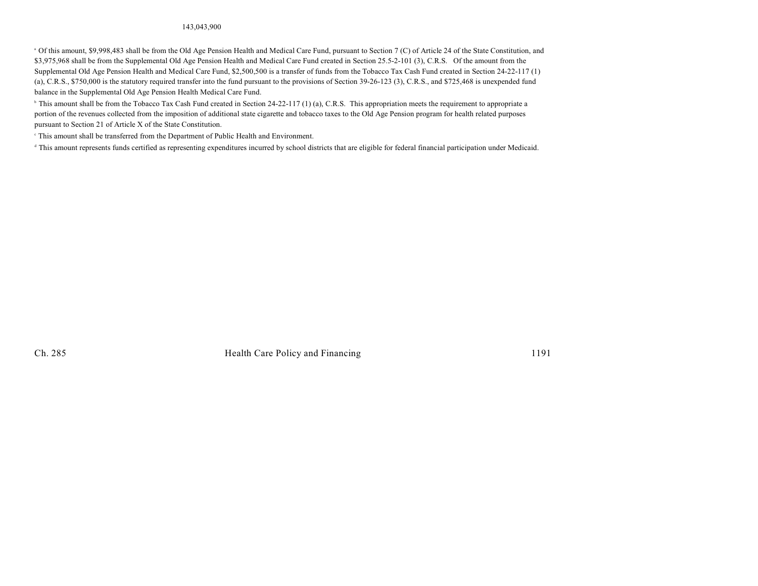143,043,900

[a] Of this amount, $9,998,483 shall be from the Old Age Pension Health and Medical Care Fund, pursuant to Section 7 (C) of Article 24 of the State Constitution, and $3,975,968 shall be from the Supplemental Old Age Pension Health and Medical Care Fund created in Section 25.5-2-101 (3), C.R.S. Of the amount from the Supplemental Old Age Pension Health and Medical Care Fund, $2,500,500 is a transfer of funds from the Tobacco Tax Cash Fund created in Section 24-22-117 (1) (a), C.R.S., $750,000 is the statutory required transfer into the fund pursuant to the provisions of Section 39-26-123 (3), C.R.S., and $725,468 is unexpended fund balance in the Supplemental Old Age Pension Health Medical Care Fund.

[b] This amount shall be from the Tobacco Tax Cash Fund created in Section 24-22-117 (1) (a), C.R.S. This appropriation meets the requirement to appropriate a portion of the revenues collected from the imposition of additional state cigarette and tobacco taxes to the Old Age Pension program for health related purposes pursuant to Section 21 of Article X of the State Constitution.

[c] This amount shall be transferred from the Department of Public Health and Environment.

[d] This amount represents funds certified as representing expenditures incurred by school districts that are eligible for federal financial participation under Medicaid.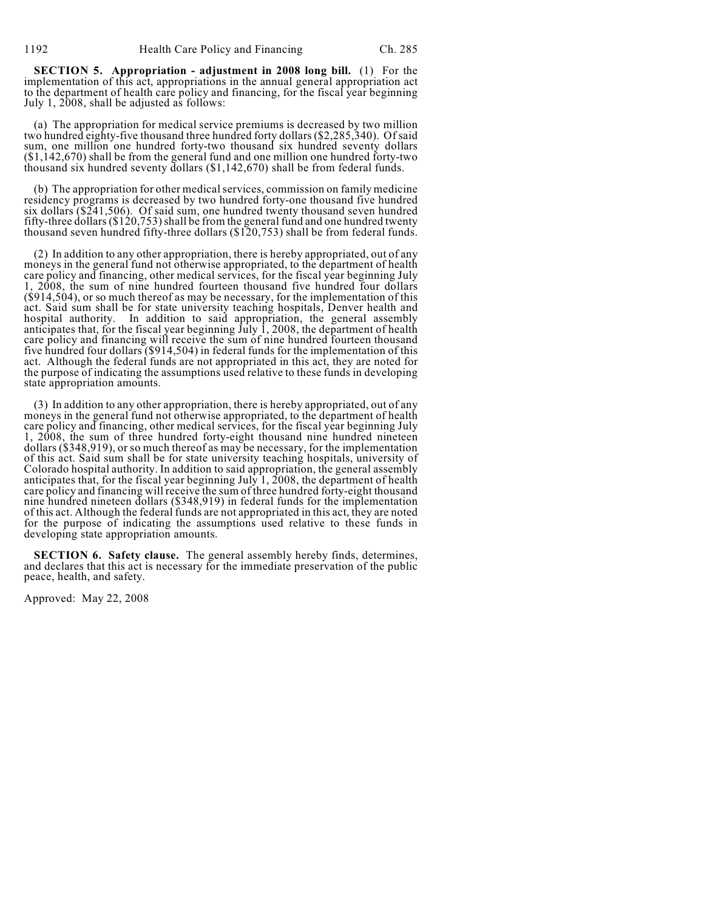**SECTION 5. Appropriation - adjustment in 2008 long bill.** (1) For the implementation of this act, appropriations in the annual general appropriation act to the department of health care policy and financing, for the fiscal year beginning July 1, 2008, shall be adjusted as follows:

(a) The appropriation for medical service premiums is decreased by two million two hundred eighty-five thousand three hundred forty dollars ($2,285,340). Of said sum, one million one hundred forty-two thousand six hundred seventy dollars ($1,142,670) shall be from the general fund and one million one hundred forty-two thousand six hundred seventy dollars ($1,142,670) shall be from federal funds.

(b) The appropriation for other medical services, commission on family medicine residency programs is decreased by two hundred forty-one thousand five hundred six dollars ($241,506). Of said sum, one hundred twenty thousand seven hundred fifty-three dollars ($120,753) shall be from the general fund and one hundred twenty thousand seven hundred fifty-three dollars ($120,753) shall be from federal funds.

(2) In addition to any other appropriation, there is hereby appropriated, out of any moneys in the general fund not otherwise appropriated, to the department of health care policy and financing, other medical services, for the fiscal year beginning July 1, 2008, the sum of nine hundred fourteen thousand five hundred four dollars ($914,504), or so much thereof as may be necessary, for the implementation of this act. Said sum shall be for state university teaching hospitals, Denver health and hospital authority. In addition to said appropriation, the general assembly anticipates that, for the fiscal year beginning July 1, 2008, the department of health care policy and financing will receive the sum of nine hundred fourteen thousand five hundred four dollars ($914,504) in federal funds for the implementation of this act. Although the federal funds are not appropriated in this act, they are noted for the purpose of indicating the assumptions used relative to these funds in developing state appropriation amounts.

(3) In addition to any other appropriation, there is hereby appropriated, out of any moneys in the general fund not otherwise appropriated, to the department of health care policy and financing, other medical services, for the fiscal year beginning July 1, 2008, the sum of three hundred forty-eight thousand nine hundred nineteen dollars ($348,919), or so much thereof as may be necessary, for the implementation of this act. Said sum shall be for state university teaching hospitals, university of Colorado hospital authority. In addition to said appropriation, the general assembly anticipates that, for the fiscal year beginning July 1, 2008, the department of health care policy and financing will receive the sum of three hundred forty-eight thousand nine hundred nineteen dollars ($348,919) in federal funds for the implementation of this act. Although the federal funds are not appropriated in this act, they are noted for the purpose of indicating the assumptions used relative to these funds in developing state appropriation amounts.

**SECTION 6. Safety clause.** The general assembly hereby finds, determines, and declares that this act is necessary for the immediate preservation of the public peace, health, and safety.

Approved: May 22, 2008